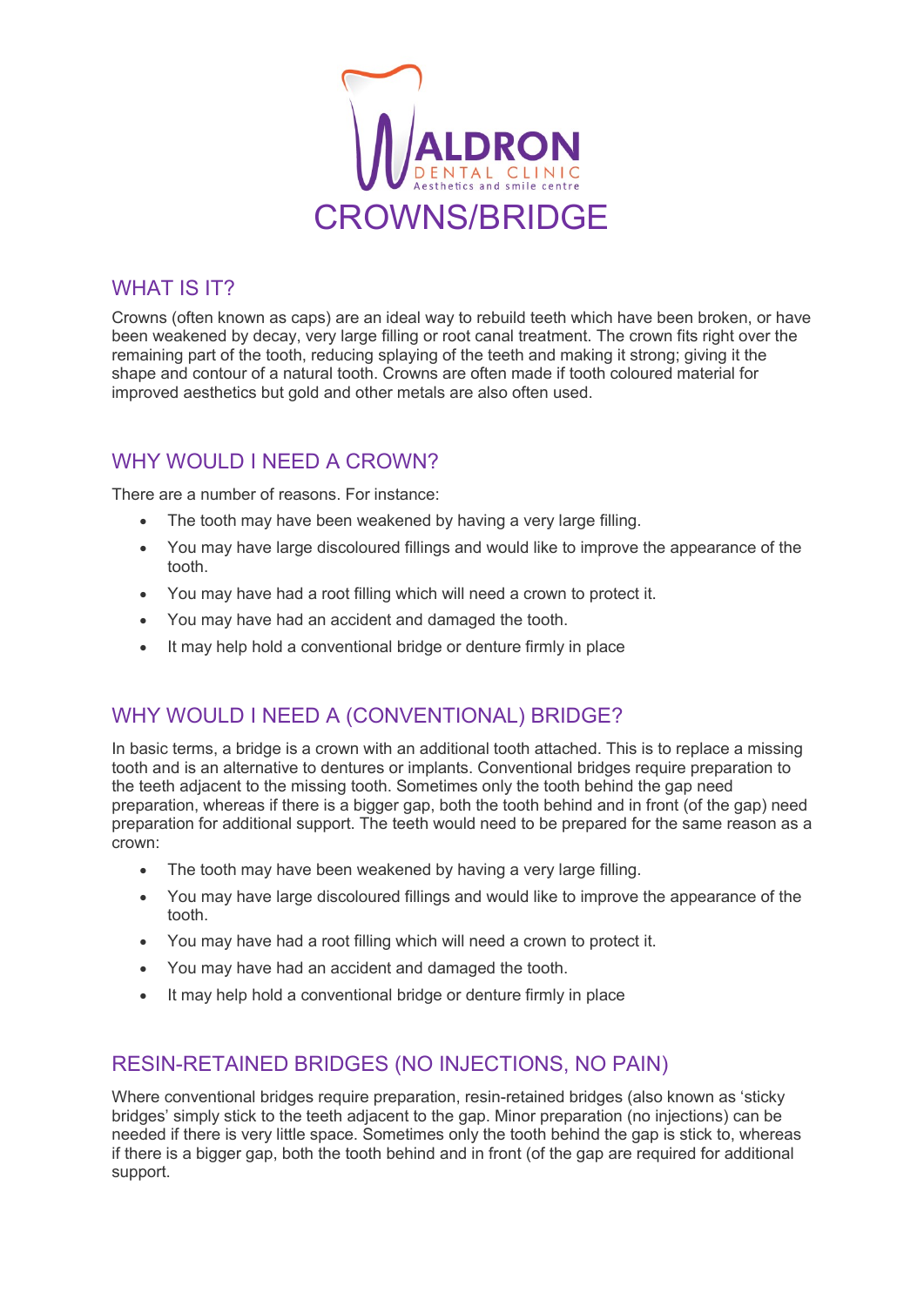WALDRON DENTAL CLINIC
Aesthetics and smile centre

# CROWNS/BRIDGE

## WHAT IS IT?

Crowns (often known as caps) are an ideal way to rebuild teeth which have been broken, or have been weakened by decay, very large filling or root canal treatment. The crown fits right over the remaining part of the tooth, reducing splaying of the teeth and making it strong; giving it the shape and contour of a natural tooth. Crowns are often made if tooth coloured material for improved aesthetics but gold and other metals are also often used.

## WHY WOULD I NEED A CROWN?

There are a number of reasons. For instance:

- The tooth may have been weakened by having a very large filling.
- You may have large discoloured fillings and would like to improve the appearance of the tooth.
- You may have had a root filling which will need a crown to protect it.
- You may have had an accident and damaged the tooth.
- It may help hold a conventional bridge or denture firmly in place

## WHY WOULD I NEED A (CONVENTIONAL) BRIDGE?

In basic terms, a bridge is a crown with an additional tooth attached. This is to replace a missing tooth and is an alternative to dentures or implants. Conventional bridges require preparation to the teeth adjacent to the missing tooth. Sometimes only the tooth behind the gap need preparation, whereas if there is a bigger gap, both the tooth behind and in front (of the gap) need preparation for additional support. The teeth would need to be prepared for the same reason as a crown:

- The tooth may have been weakened by having a very large filling.
- You may have large discoloured fillings and would like to improve the appearance of the tooth.
- You may have had a root filling which will need a crown to protect it.
- You may have had an accident and damaged the tooth.
- It may help hold a conventional bridge or denture firmly in place

## RESIN-RETAINED BRIDGES (NO INJECTIONS, NO PAIN)

Where conventional bridges require preparation, resin-retained bridges (also known as 'sticky bridges' simply stick to the teeth adjacent to the gap. Minor preparation (no injections) can be needed if there is very little space. Sometimes only the tooth behind the gap is stick to, whereas if there is a bigger gap, both the tooth behind and in front (of the gap are required for additional support.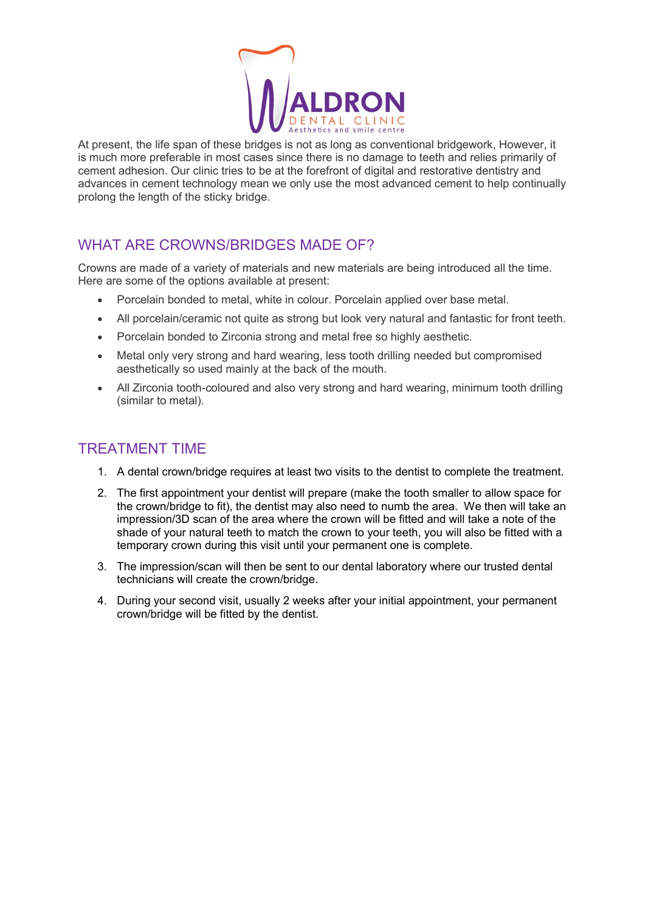At present, the life span of these bridges is not as long as conventional bridgework, However, it is much more preferable in most cases since there is no damage to teeth and relies primarily of cement adhesion. Our clinic tries to be at the forefront of digital and restorative dentistry and advances in cement technology mean we only use the most advanced cement to help continually prolong the length of the sticky bridge.

## WHAT ARE CROWNS/BRIDGES MADE OF?

Crowns are made of a variety of materials and new materials are being introduced all the time. Here are some of the options available at present:

- Porcelain bonded to metal, white in colour. Porcelain applied over base metal.
- All porcelain/ceramic not quite as strong but look very natural and fantastic for front teeth.
- Porcelain bonded to Zirconia strong and metal free so highly aesthetic.
- Metal only very strong and hard wearing, less tooth drilling needed but compromised aesthetically so used mainly at the back of the mouth.
- All Zirconia tooth-coloured and also very strong and hard wearing, minimum tooth drilling (similar to metal).

## TREATMENT TIME

1. A dental crown/bridge requires at least two visits to the dentist to complete the treatment.
2. The first appointment your dentist will prepare (make the tooth smaller to allow space for the crown/bridge to fit), the dentist may also need to numb the area. We then will take an impression/3D scan of the area where the crown will be fitted and will take a note of the shade of your natural teeth to match the crown to your teeth, you will also be fitted with a temporary crown during this visit until your permanent one is complete.
3. The impression/scan will then be sent to our dental laboratory where our trusted dental technicians will create the crown/bridge.
4. During your second visit, usually 2 weeks after your initial appointment, your permanent crown/bridge will be fitted by the dentist.